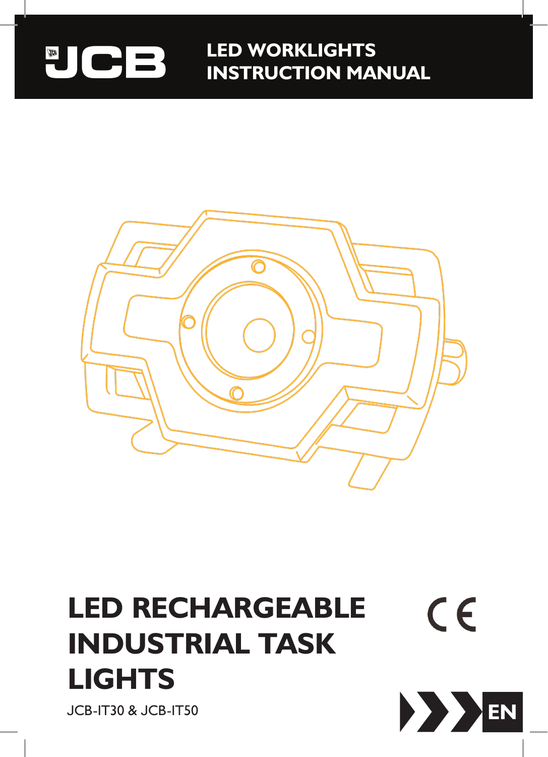JCB

**LED WORKLIGHTS**
**INSTRUCTION MANUAL**

# LED RECHARGEABLE INDUSTRIAL TASK LIGHTS

JCB-IT30 & JCB-IT50

CE

EN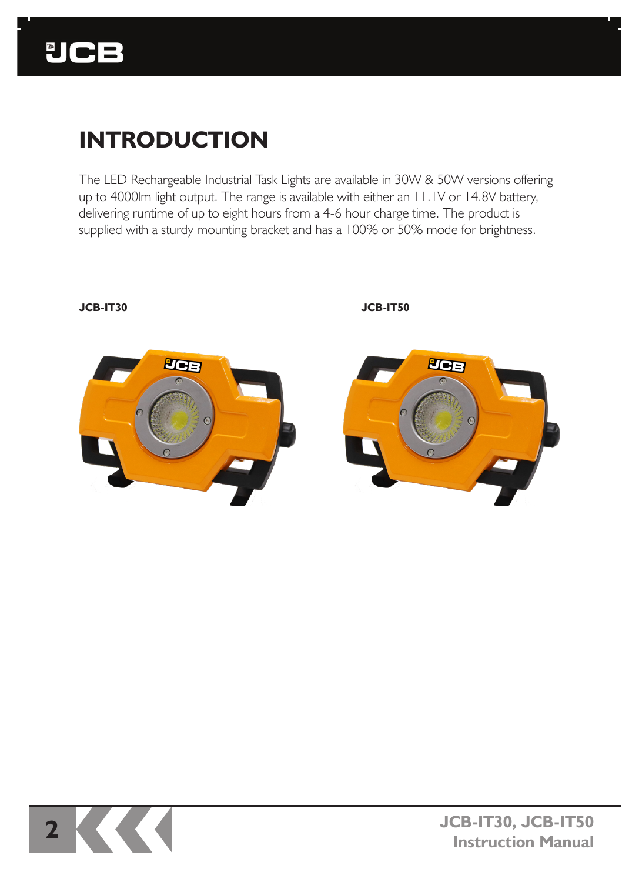# INTRODUCTION

The LED Rechargeable Industrial Task Lights are available in 30W & 50W versions offering up to 4000lm light output. The range is available with either an 11.1V or 14.8V battery, delivering runtime of up to eight hours from a 4-6 hour charge time. The product is supplied with a sturdy mounting bracket and has a 100% or 50% mode for brightness.

**JCB-IT30**

**JCB-IT50**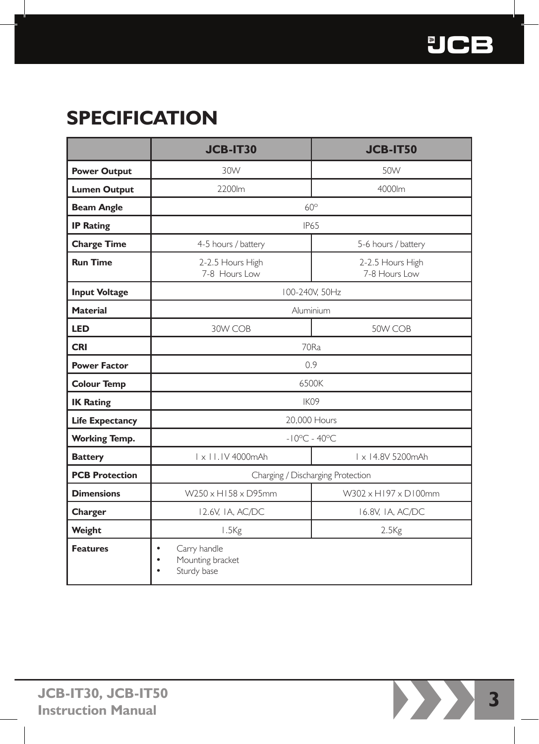# SPECIFICATION

| | JCB-IT30 | JCB-IT50 |
|---|---|---|
| **Power Output** | 30W | 50W |
| **Lumen Output** | 2200lm | 4000lm |
| **Beam Angle** | 60° | |
| **IP Rating** | IP65 | |
| **Charge Time** | 4-5 hours / battery | 5-6 hours / battery |
| **Run Time** | 2-2.5 Hours High<br>7-8 Hours Low | 2-2.5 Hours High<br>7-8 Hours Low |
| **Input Voltage** | 100-240V, 50Hz | |
| **Material** | Aluminium | |
| **LED** | 30W COB | 50W COB |
| **CRI** | 70Ra | |
| **Power Factor** | 0.9 | |
| **Colour Temp** | 6500K | |
| **IK Rating** | IK09 | |
| **Life Expectancy** | 20,000 Hours | |
| **Working Temp.** | -10°C - 40°C | |
| **Battery** | 1 x 11.1V 4000mAh | 1 x 14.8V 5200mAh |
| **PCB Protection** | Charging / Discharging Protection | |
| **Dimensions** | W250 x H158 x D95mm | W302 x H197 x D100mm |
| **Charger** | 12.6V, 1A, AC/DC | 16.8V, 1A, AC/DC |
| **Weight** | 1.5Kg | 2.5Kg |
| **Features** | • Carry handle<br>• Mounting bracket<br>• Sturdy base | |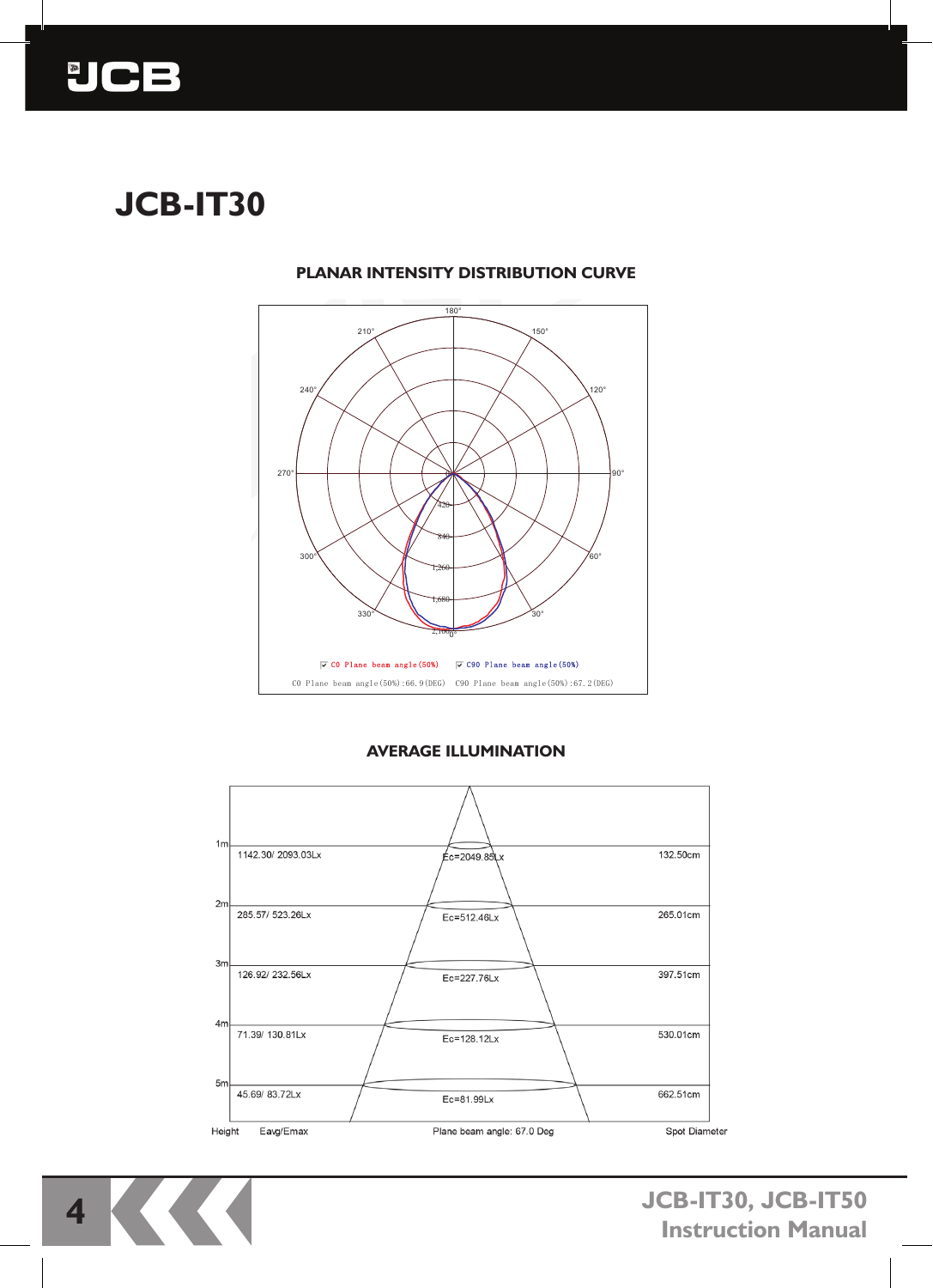# JCB-IT30

## PLANAR INTENSITY DISTRIBUTION CURVE

C0 Plane beam angle(50%)  C90 Plane beam angle(50%)

C0 Plane beam angle(50%):66.9(DEG)  C90 Plane beam angle(50%):67.2(DEG)

## AVERAGE ILLUMINATION

| Height | Eavg/Emax | Ec | Spot Diameter |
|---|---|---|---|
| 1m | 1142.30/ 2093.03Lx | Ec=2049.85Lx | 132.50cm |
| 2m | 285.57/ 523.26Lx | Ec=512.46Lx | 265.01cm |
| 3m | 126.92/ 232.56Lx | Ec=227.76Lx | 397.51cm |
| 4m | 71.39/ 130.81Lx | Ec=128.12Lx | 530.01cm |
| 5m | 45.69/ 83.72Lx | Ec=81.99Lx | 662.51cm |

Plane beam angle: 67.0 Deg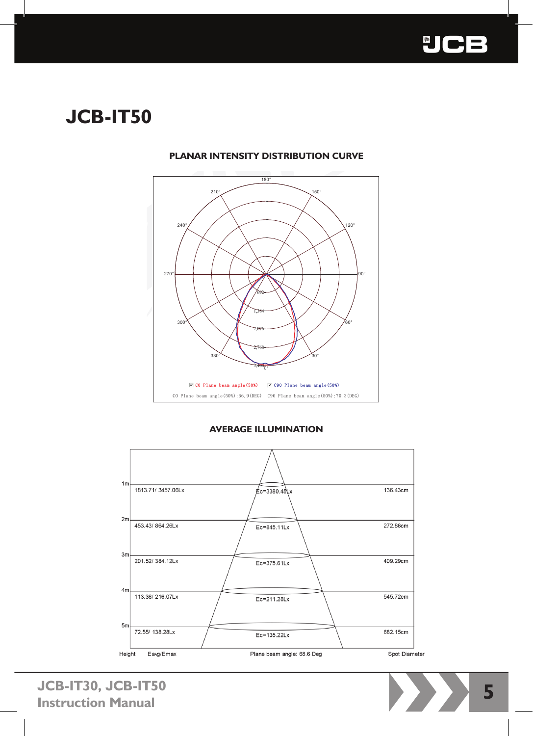# JCB-IT50

## PLANAR INTENSITY DISTRIBUTION CURVE

C0 Plane beam angle(50%)   C90 Plane beam angle(50%)

C0 Plane beam angle(50%):66.9(DEG)   C90 Plane beam angle(50%):70.3(DEG)

## AVERAGE ILLUMINATION

| Height | Eavg/Emax | | Spot Diameter |
|---|---|---|---|
| 1m | 1813.71/ 3457.06Lx | Ec=3380.45Lx | 136.43cm |
| 2m | 453.43/ 864.26Lx | Ec=845.11Lx | 272.86cm |
| 3m | 201.52/ 384.12Lx | Ec=375.61Lx | 409.29cm |
| 4m | 113.36/ 216.07Lx | Ec=211.28Lx | 545.72cm |
| 5m | 72.55/ 138.28Lx | Ec=135.22Lx | 682.15cm |

Plane beam angle: 68.6 Deg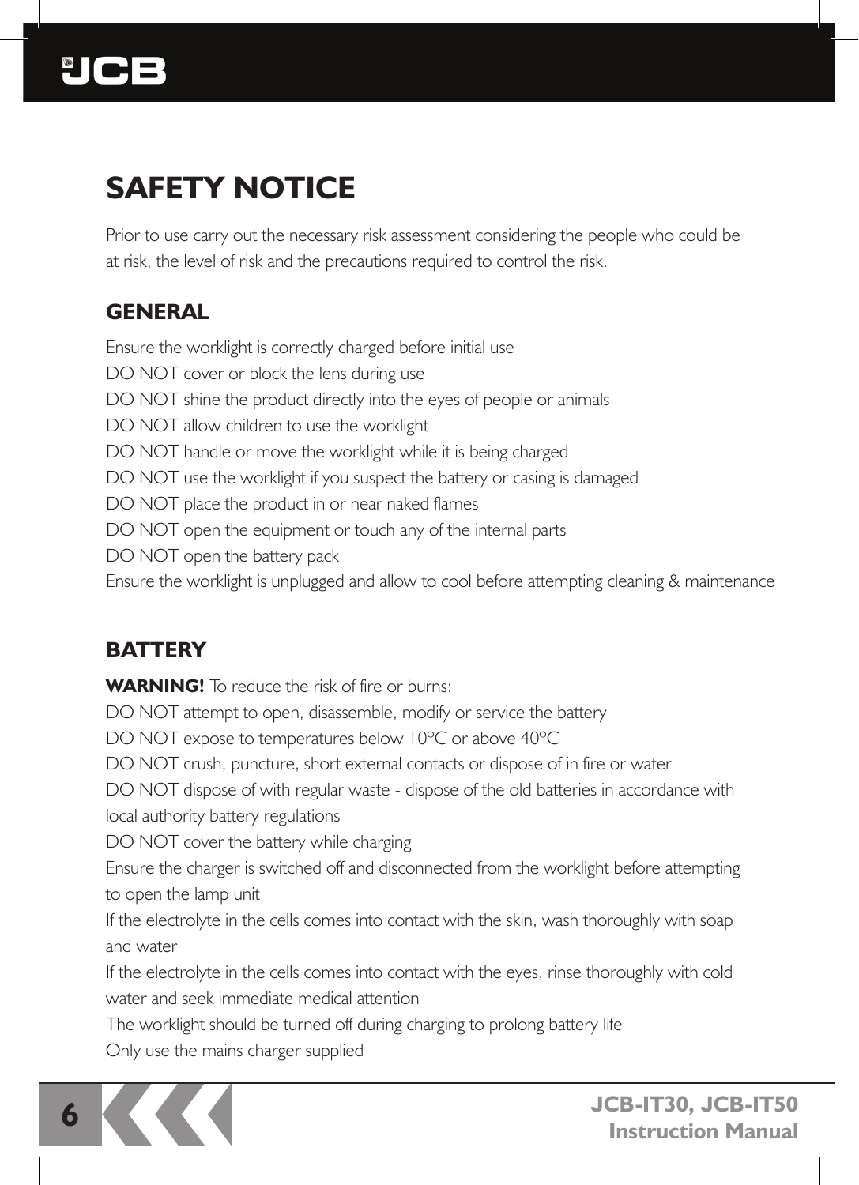# SAFETY NOTICE

Prior to use carry out the necessary risk assessment considering the people who could be at risk, the level of risk and the precautions required to control the risk.

## GENERAL

Ensure the worklight is correctly charged before initial use
DO NOT cover or block the lens during use
DO NOT shine the product directly into the eyes of people or animals
DO NOT allow children to use the worklight
DO NOT handle or move the worklight while it is being charged
DO NOT use the worklight if you suspect the battery or casing is damaged
DO NOT place the product in or near naked flames
DO NOT open the equipment or touch any of the internal parts
DO NOT open the battery pack
Ensure the worklight is unplugged and allow to cool before attempting cleaning & maintenance

## BATTERY

**WARNING!** To reduce the risk of fire or burns:
DO NOT attempt to open, disassemble, modify or service the battery
DO NOT expose to temperatures below 10ºC or above 40ºC
DO NOT crush, puncture, short external contacts or dispose of in fire or water
DO NOT dispose of with regular waste - dispose of the old batteries in accordance with local authority battery regulations
DO NOT cover the battery while charging
Ensure the charger is switched off and disconnected from the worklight before attempting to open the lamp unit
If the electrolyte in the cells comes into contact with the skin, wash thoroughly with soap and water
If the electrolyte in the cells comes into contact with the eyes, rinse thoroughly with cold water and seek immediate medical attention
The worklight should be turned off during charging to prolong battery life
Only use the mains charger supplied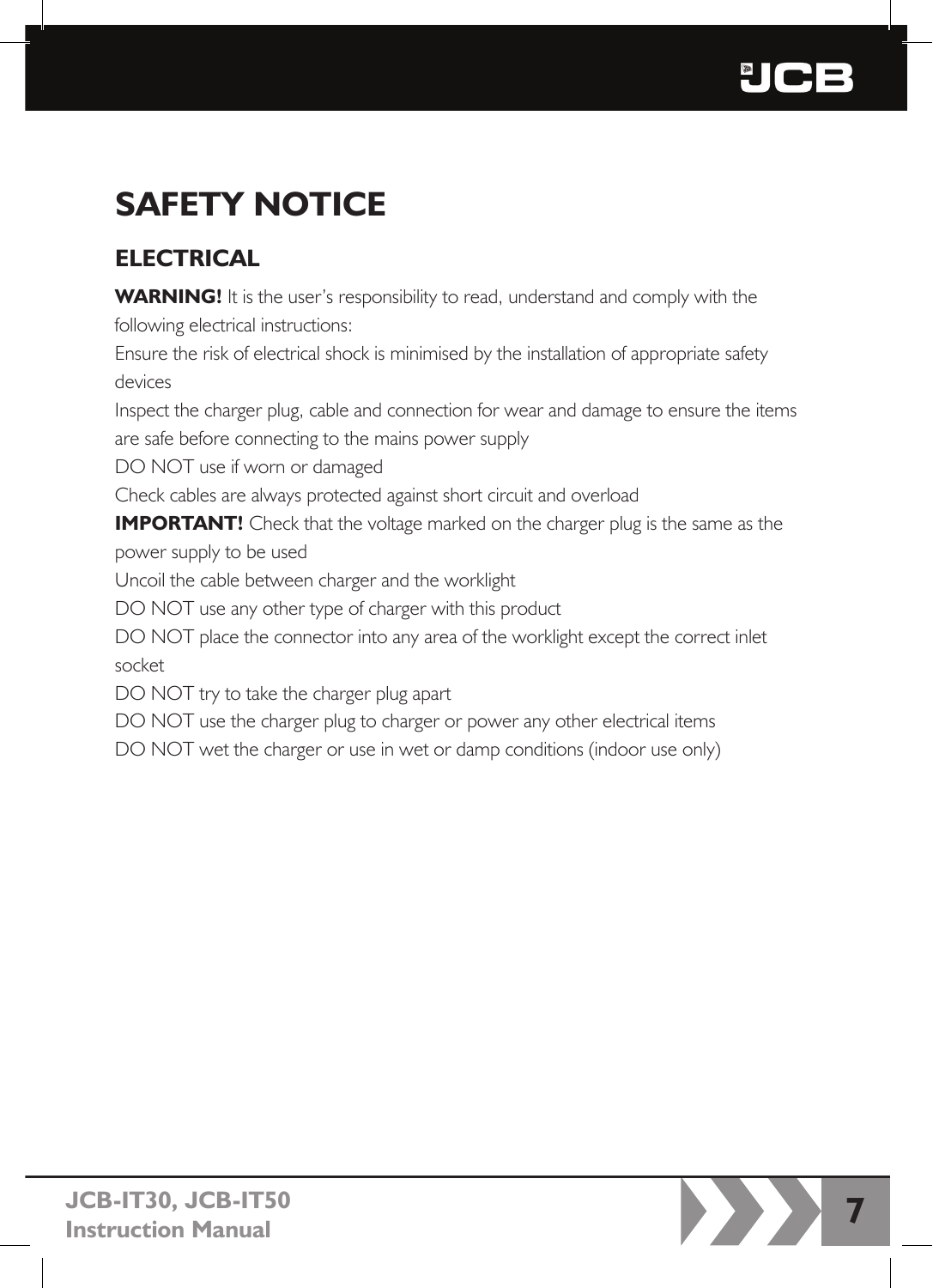# SAFETY NOTICE

## ELECTRICAL

**WARNING!** It is the user's responsibility to read, understand and comply with the following electrical instructions:

Ensure the risk of electrical shock is minimised by the installation of appropriate safety devices

Inspect the charger plug, cable and connection for wear and damage to ensure the items are safe before connecting to the mains power supply

DO NOT use if worn or damaged

Check cables are always protected against short circuit and overload

**IMPORTANT!** Check that the voltage marked on the charger plug is the same as the power supply to be used

Uncoil the cable between charger and the worklight

DO NOT use any other type of charger with this product

DO NOT place the connector into any area of the worklight except the correct inlet socket

DO NOT try to take the charger plug apart

DO NOT use the charger plug to charger or power any other electrical items

DO NOT wet the charger or use in wet or damp conditions (indoor use only)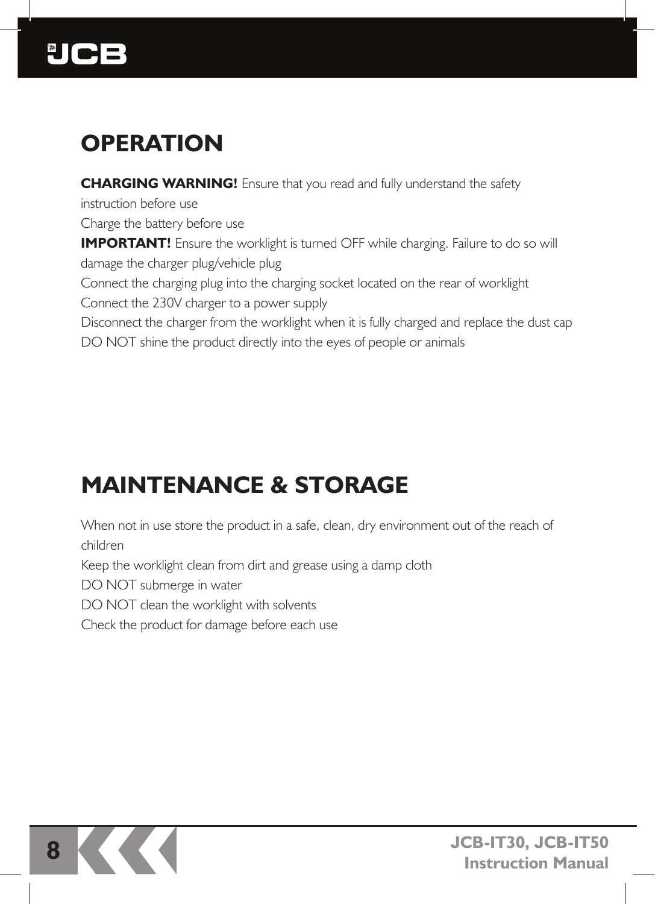# OPERATION

**CHARGING WARNING!** Ensure that you read and fully understand the safety instruction before use

Charge the battery before use

**IMPORTANT!** Ensure the worklight is turned OFF while charging. Failure to do so will damage the charger plug/vehicle plug

Connect the charging plug into the charging socket located on the rear of worklight

Connect the 230V charger to a power supply

Disconnect the charger from the worklight when it is fully charged and replace the dust cap

DO NOT shine the product directly into the eyes of people or animals

# MAINTENANCE & STORAGE

When not in use store the product in a safe, clean, dry environment out of the reach of children

Keep the worklight clean from dirt and grease using a damp cloth

DO NOT submerge in water

DO NOT clean the worklight with solvents

Check the product for damage before each use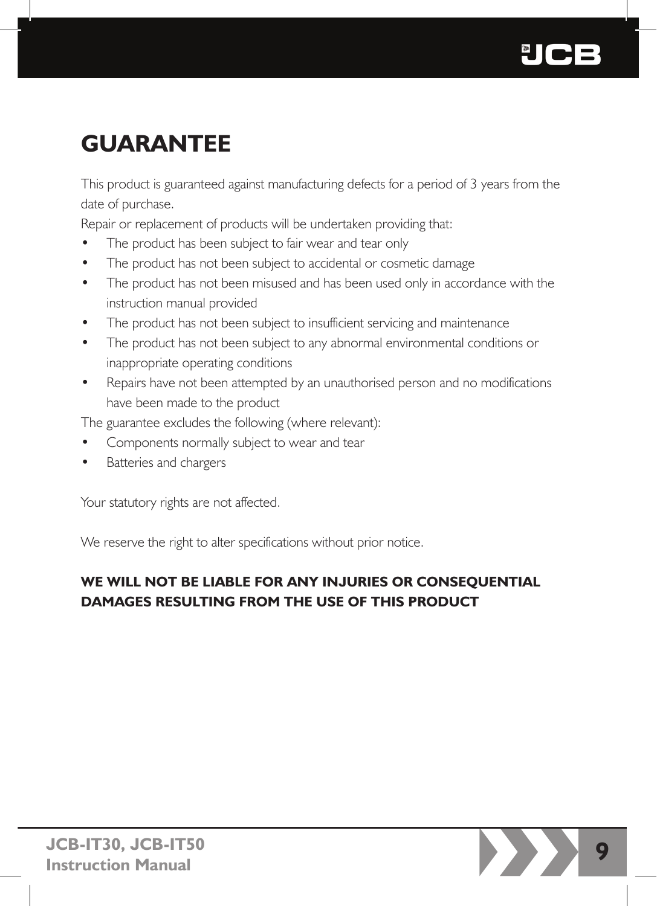# GUARANTEE

This product is guaranteed against manufacturing defects for a period of 3 years from the date of purchase.

Repair or replacement of products will be undertaken providing that:

- The product has been subject to fair wear and tear only
- The product has not been subject to accidental or cosmetic damage
- The product has not been misused and has been used only in accordance with the instruction manual provided
- The product has not been subject to insufficient servicing and maintenance
- The product has not been subject to any abnormal environmental conditions or inappropriate operating conditions
- Repairs have not been attempted by an unauthorised person and no modifications have been made to the product

The guarantee excludes the following (where relevant):

- Components normally subject to wear and tear
- Batteries and chargers

Your statutory rights are not affected.

We reserve the right to alter specifications without prior notice.

**WE WILL NOT BE LIABLE FOR ANY INJURIES OR CONSEQUENTIAL DAMAGES RESULTING FROM THE USE OF THIS PRODUCT**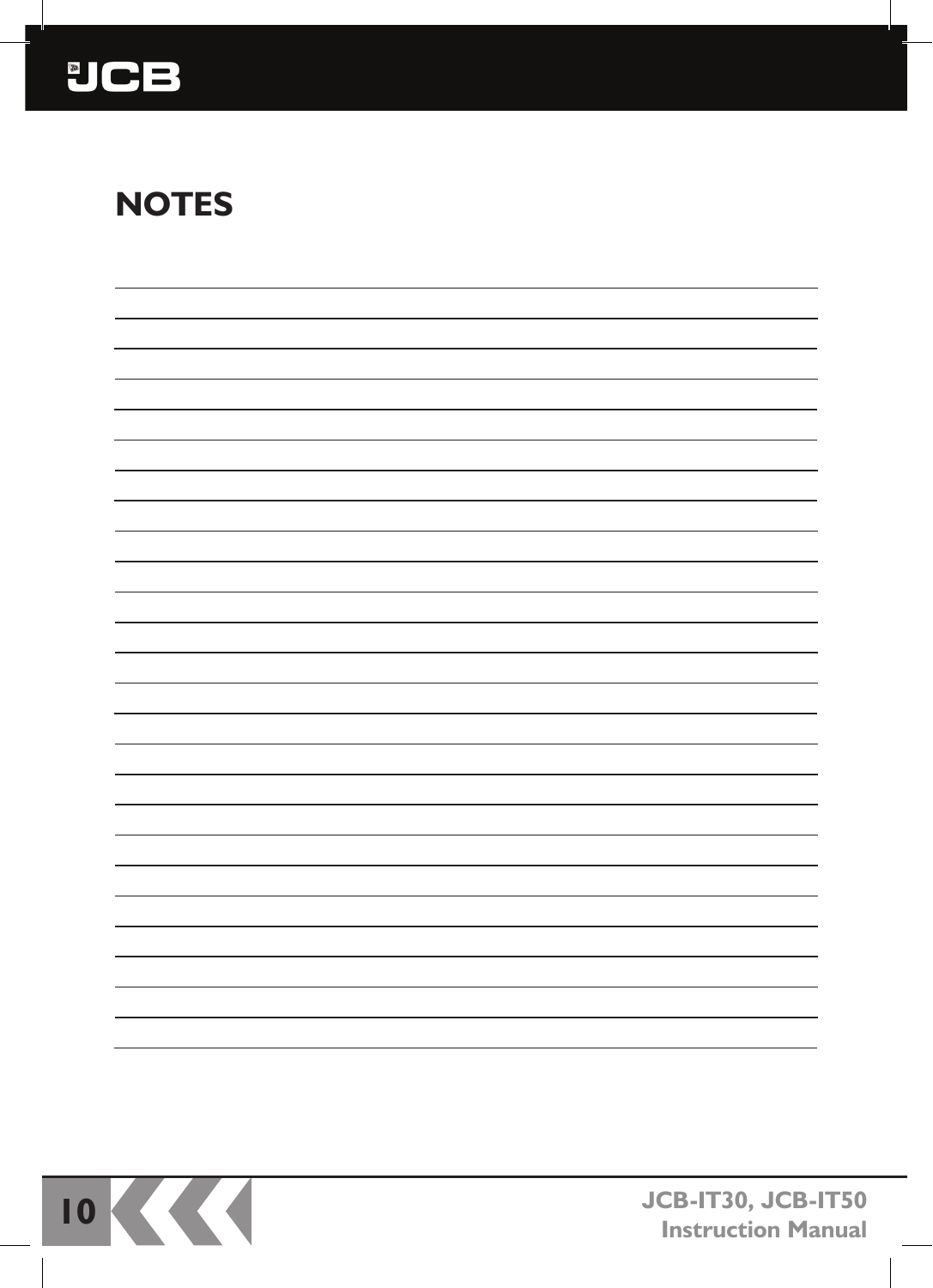# NOTES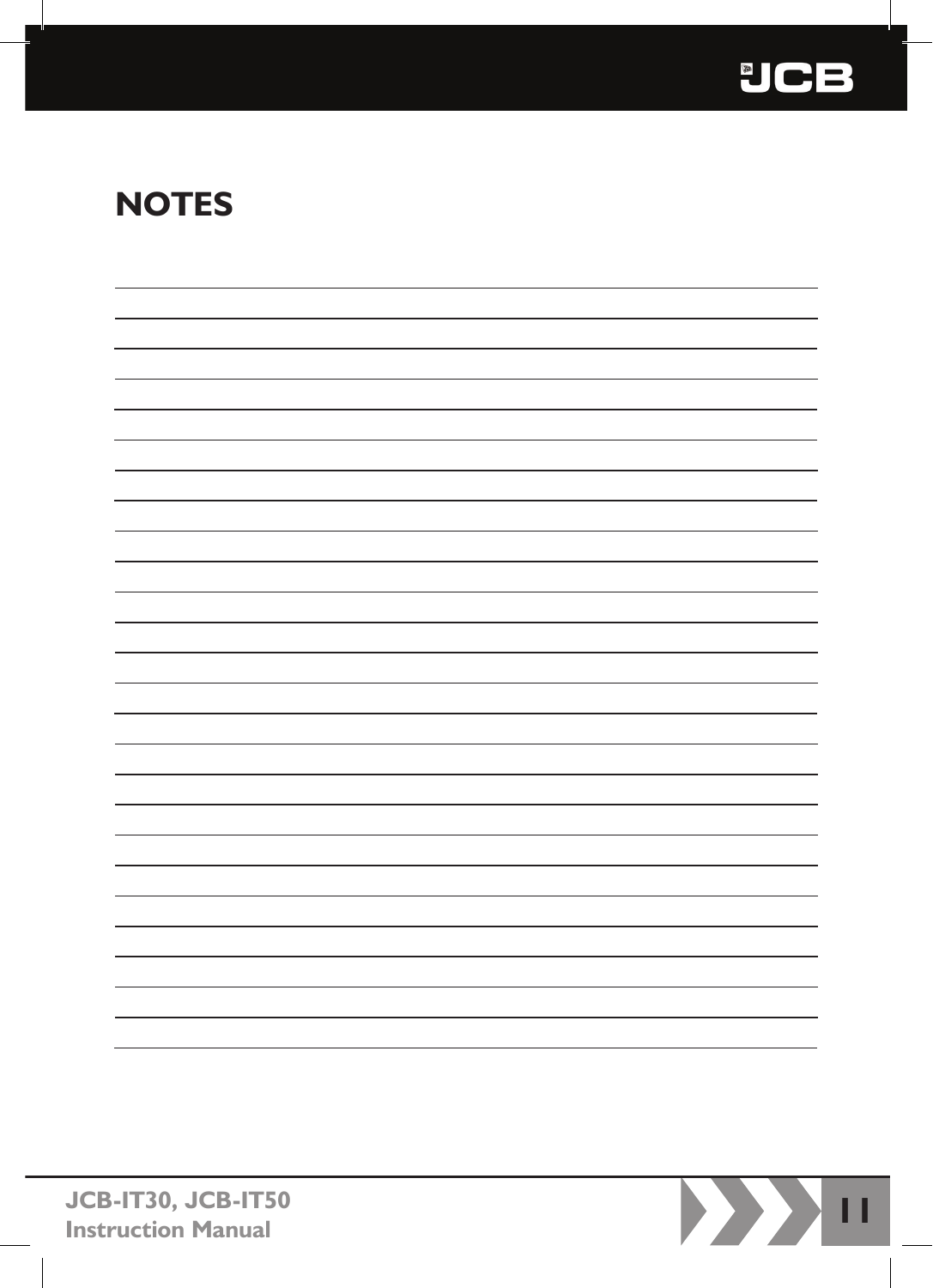# NOTES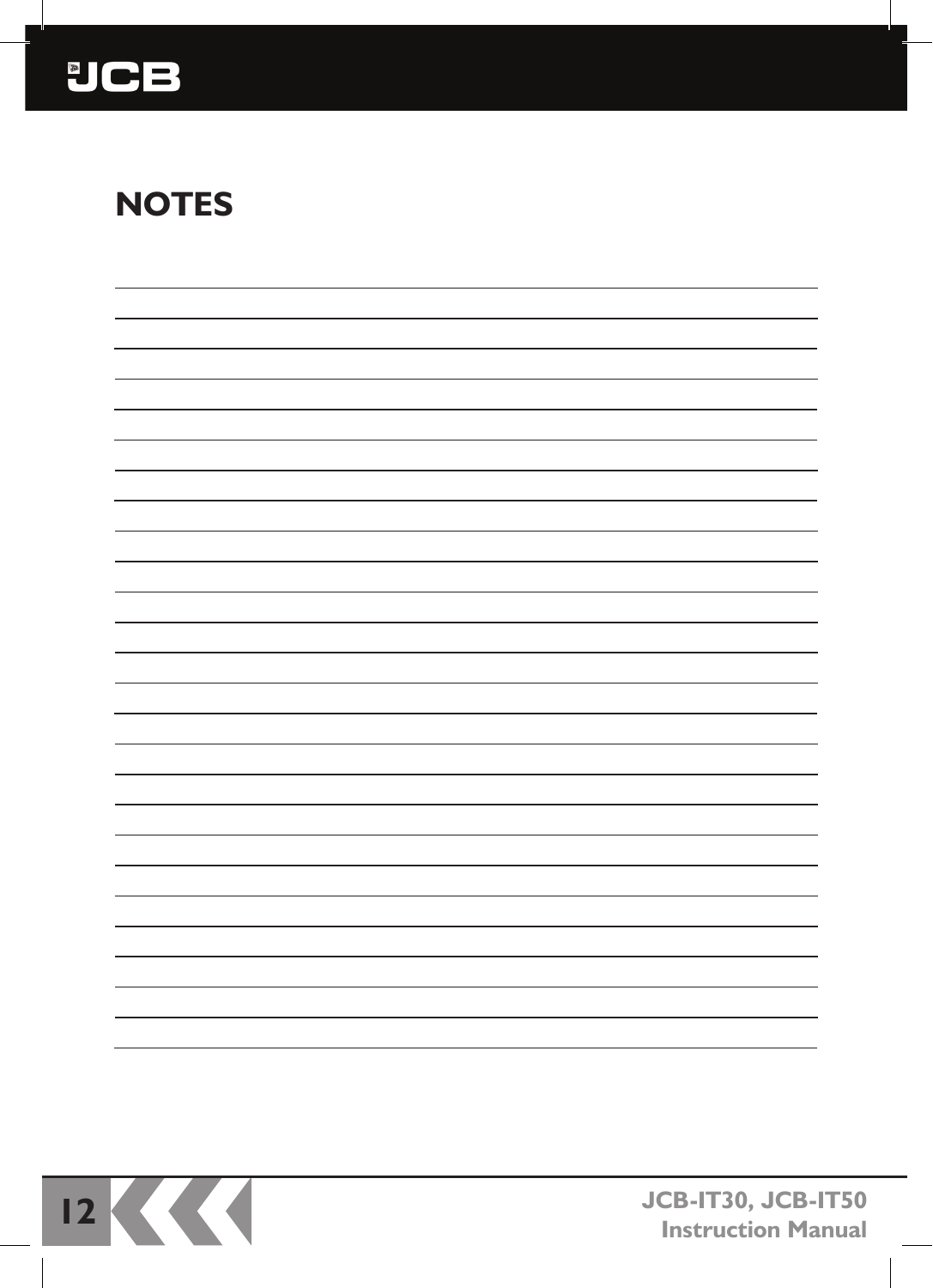# NOTES